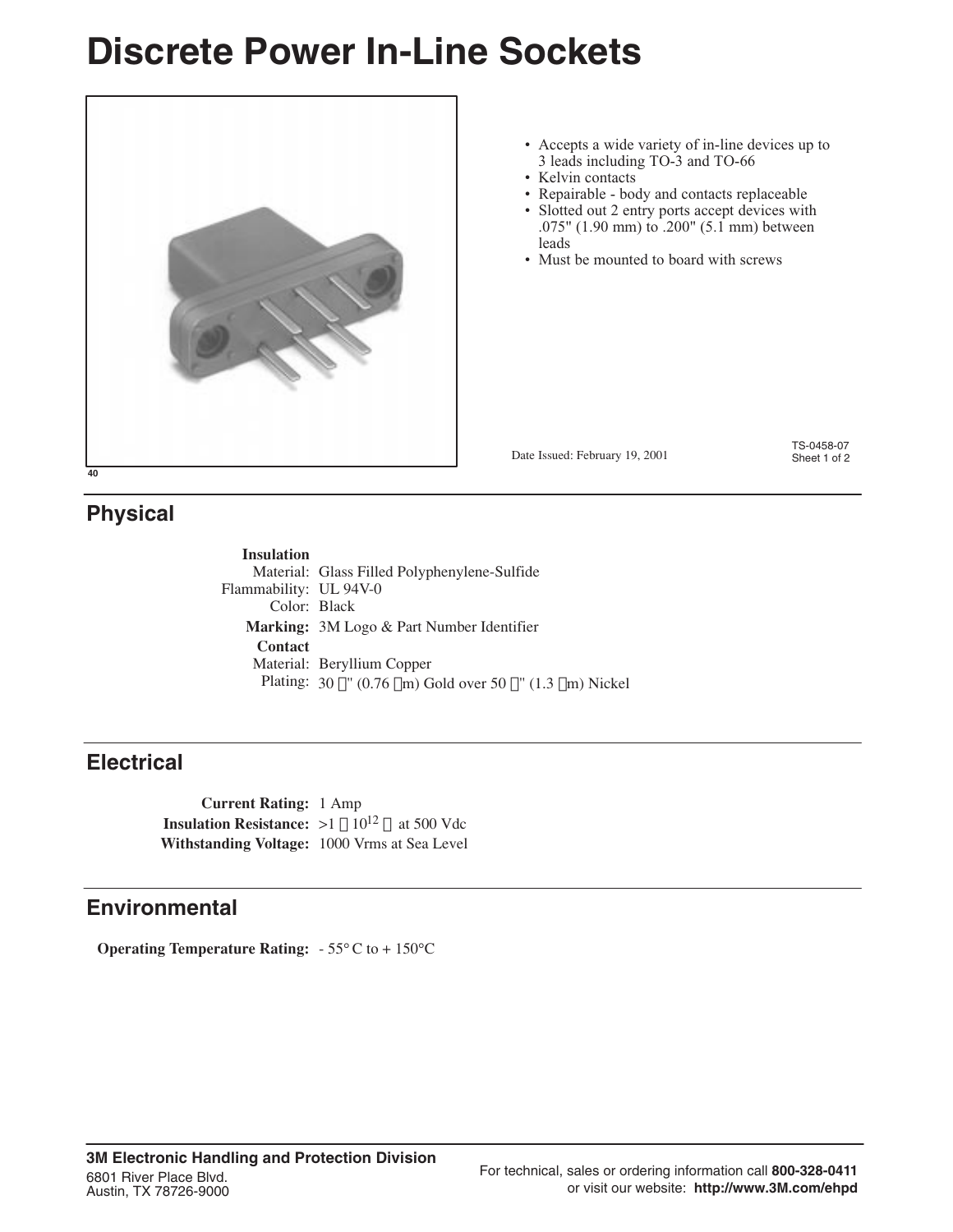# Discrete Power In-Line Sockets

- Accepts a wide variety of in-line devices up to 3 leads including TO-3 and TO-66
- Kelvin contacts
- Repairable - body and contacts replaceable
- Slotted out 2 entry ports accept devices with .075" (1.90 mm) to .200" (5.1 mm) between leads
- Must be mounted to board with screws

Date Issued: February 19, 2001

TS-0458-07

## Physical

**Insulation**
Material: Glass Filled Polyphenylene-Sulfide
Flammability: UL 94V-0
Color: Black

**Marking:** 3M Logo & Part Number Identifier

**Contact**
Material: Beryllium Copper
Plating: 30 µ" (0.76 µm) Gold over 50 µ" (1.3 µm) Nickel

## Electrical

**Current Rating:** 1 Amp
**Insulation Resistance:** >1 × $10^{12}$ Ω at 500 Vdc
**Withstanding Voltage:** 1000 Vrms at Sea Level

## Environmental

**Operating Temperature Rating:** - 55° C to + 150°C

**3M Electronic Handling and Protection Division**
6801 River Place Blvd.
Austin, TX 78726-9000

For technical, sales or ordering information call **800-328-0411** or visit our website: **http://www.3M.com/ehpd**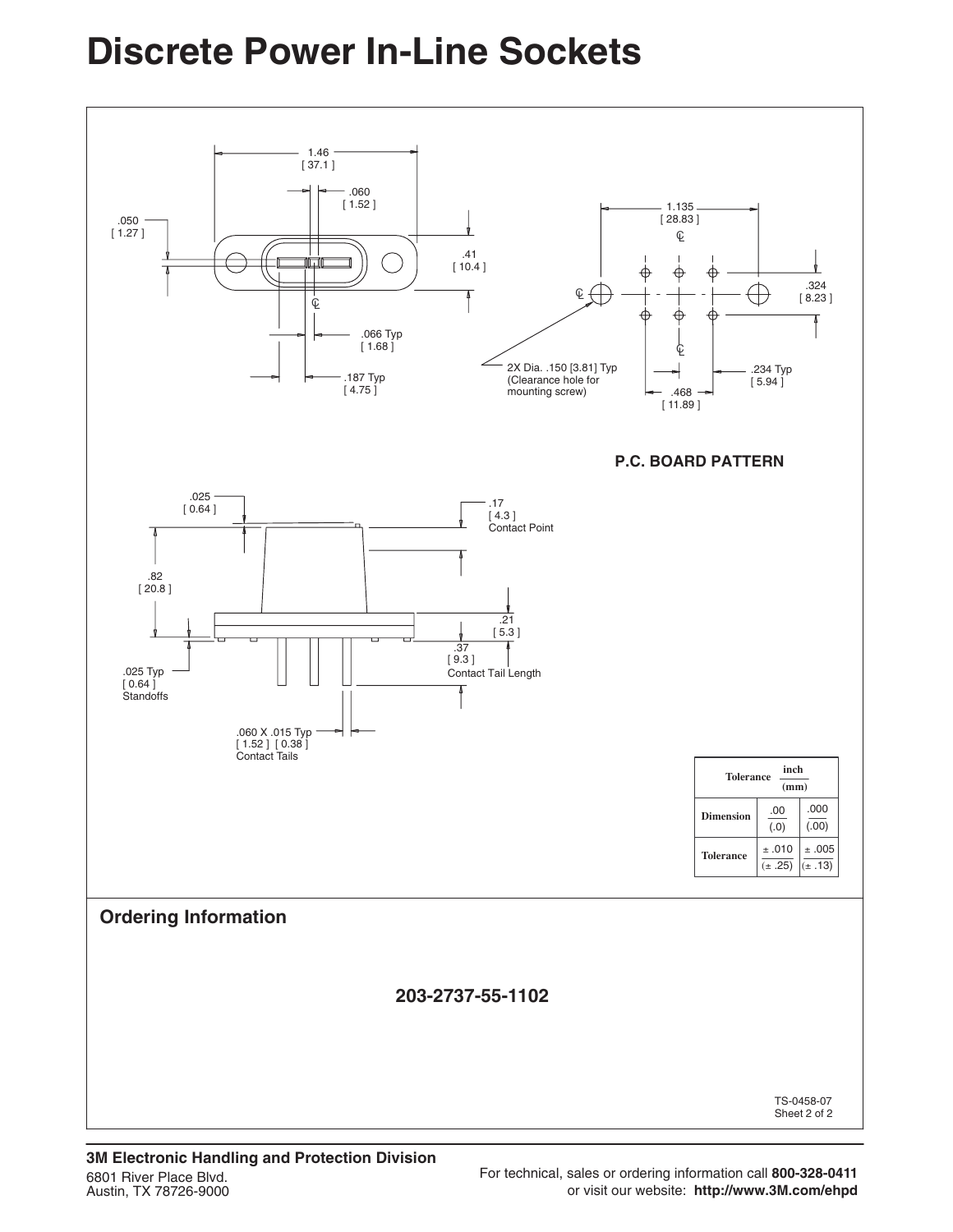# Discrete Power In-Line Sockets

1.46
[ 37.1 ]

.060
[ 1.52 ]

.050
[ 1.27 ]

.41
[ 10.4 ]

.066 Typ
[ 1.68 ]

.187 Typ
[ 4.75 ]

1.135
[ 28.83 ]

.324
[ 8.23 ]

2X Dia. .150 [3.81] Typ
(Clearance hole for
mounting screw)

.234 Typ
[ 5.94 ]

.468
[ 11.89 ]

**P.C. BOARD PATTERN**

.025
[ 0.64 ]

.17
[ 4.3 ]
Contact Point

.82
[ 20.8 ]

.21
[ 5.3 ]

.37
[ 9.3 ]
Contact Tail Length

.025 Typ
[ 0.64 ]
Standoffs

.060 X .015 Typ
[ 1.52 ] [ 0.38 ]
Contact Tails

| Tolerance | inch (mm) | |
|---|---|---|
| Dimension | .00 (.0) | .000 (.00) |
| Tolerance | ± .010 (± .25) | ± .005 (± .13) |

## Ordering Information

**203-2737-55-1102**

TS-0458-07
Sheet 2 of 2

**3M Electronic Handling and Protection Division**
6801 River Place Blvd.
Austin, TX 78726-9000

For technical, sales or ordering information call **800-328-0411**
or visit our website: **http://www.3M.com/ehpd**